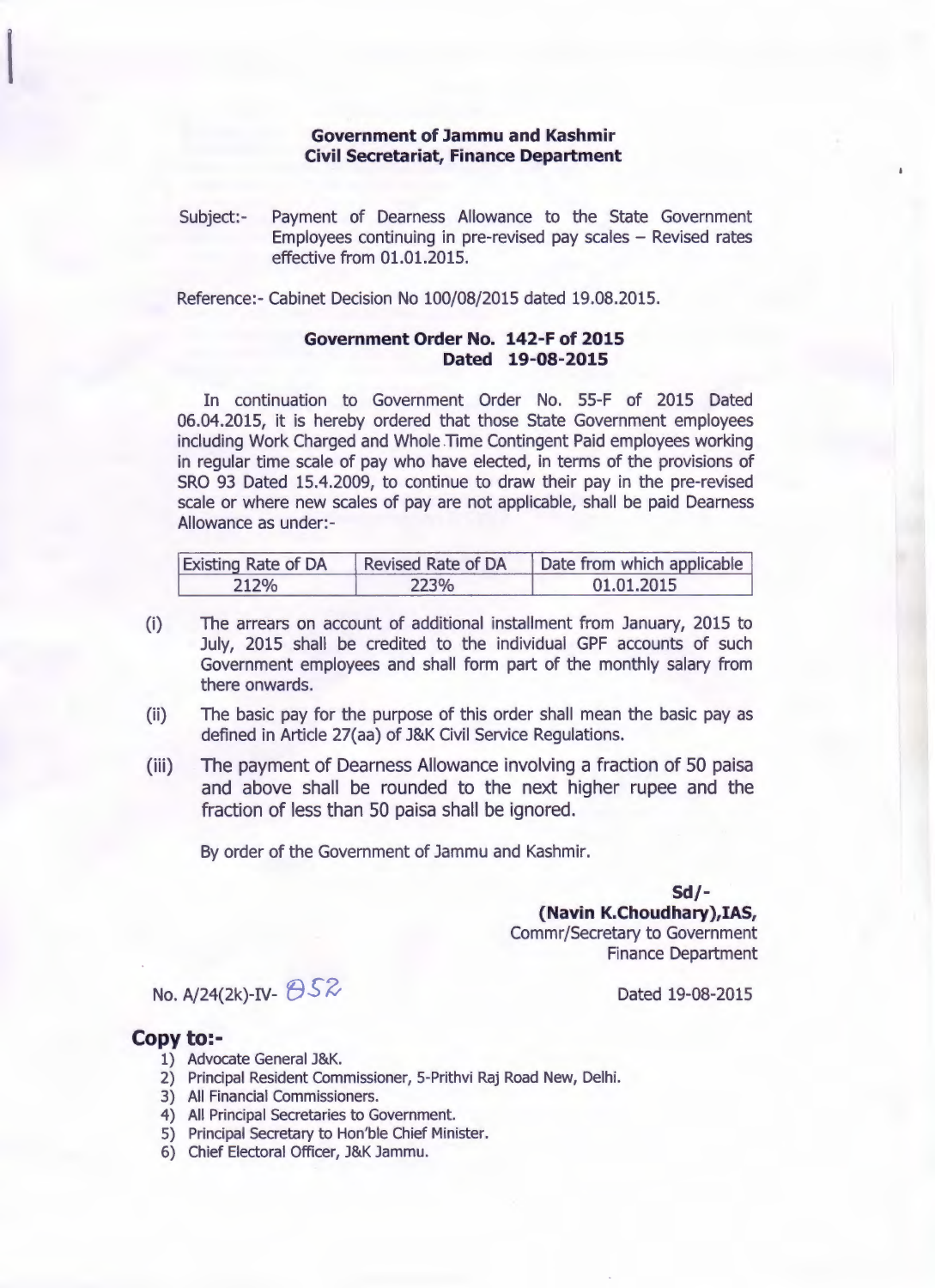**Government of Jammu and Kashmir**
**Civil Secretariat, Finance Department**

Subject:- Payment of Dearness Allowance to the State Government Employees continuing in pre-revised pay scales – Revised rates effective from 01.01.2015.

Reference:- Cabinet Decision No 100/08/2015 dated 19.08.2015.

**Government Order No. 142-F of 2015**
**Dated 19-08-2015**

In continuation to Government Order No. 55-F of 2015 Dated 06.04.2015, it is hereby ordered that those State Government employees including Work Charged and Whole Time Contingent Paid employees working in regular time scale of pay who have elected, in terms of the provisions of SRO 93 Dated 15.4.2009, to continue to draw their pay in the pre-revised scale or where new scales of pay are not applicable, shall be paid Dearness Allowance as under:-

| Existing Rate of DA | Revised Rate of DA | Date from which applicable |
|---|---|---|
| 212% | 223% | 01.01.2015 |

(i) The arrears on account of additional installment from January, 2015 to July, 2015 shall be credited to the individual GPF accounts of such Government employees and shall form part of the monthly salary from there onwards.

(ii) The basic pay for the purpose of this order shall mean the basic pay as defined in Article 27(aa) of J&K Civil Service Regulations.

(iii) The payment of Dearness Allowance involving a fraction of 50 paisa and above shall be rounded to the next higher rupee and the fraction of less than 50 paisa shall be ignored.

By order of the Government of Jammu and Kashmir.

**Sd/-**
**(Navin K.Choudhary),IAS,**
Commr/Secretary to Government
Finance Department

No. A/24(2k)-IV- 852 Dated 19-08-2015

**Copy to:-**

1) Advocate General J&K.
2) Principal Resident Commissioner, 5-Prithvi Raj Road New, Delhi.
3) All Financial Commissioners.
4) All Principal Secretaries to Government.
5) Principal Secretary to Hon'ble Chief Minister.
6) Chief Electoral Officer, J&K Jammu.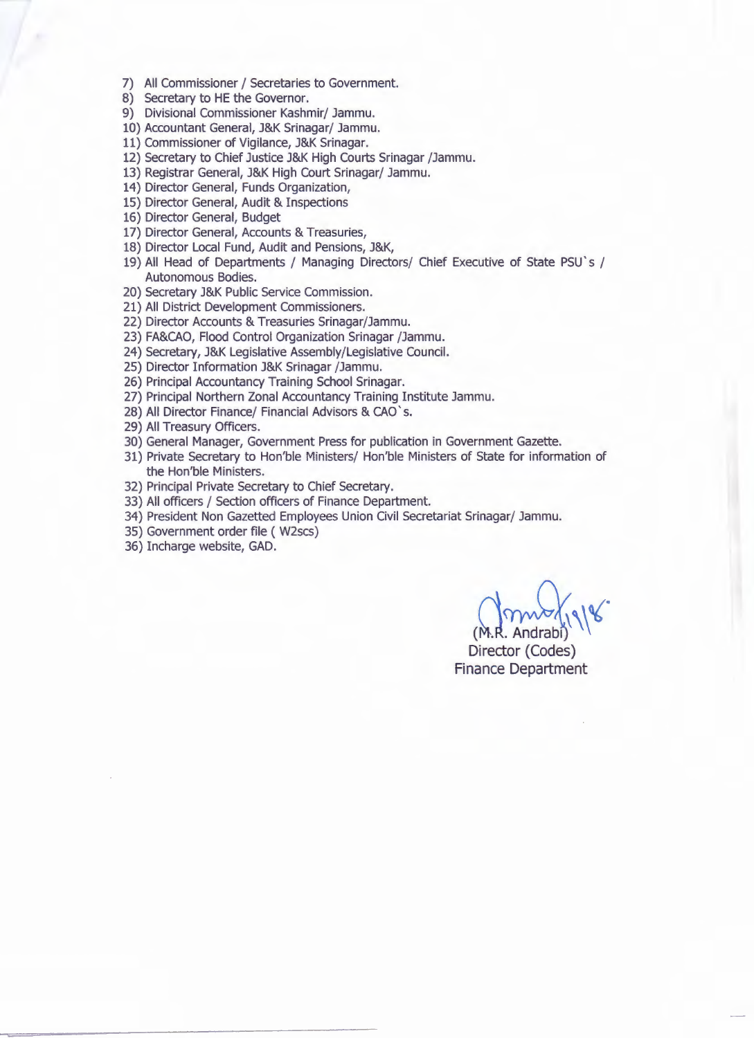7) All Commissioner / Secretaries to Government.
8) Secretary to HE the Governor.
9) Divisional Commissioner Kashmir/ Jammu.
10) Accountant General, J&K Srinagar/ Jammu.
11) Commissioner of Vigilance, J&K Srinagar.
12) Secretary to Chief Justice J&K High Courts Srinagar /Jammu.
13) Registrar General, J&K High Court Srinagar/ Jammu.
14) Director General, Funds Organization,
15) Director General, Audit & Inspections
16) Director General, Budget
17) Director General, Accounts & Treasuries,
18) Director Local Fund, Audit and Pensions, J&K,
19) All Head of Departments / Managing Directors/ Chief Executive of State PSU`s / Autonomous Bodies.
20) Secretary J&K Public Service Commission.
21) All District Development Commissioners.
22) Director Accounts & Treasuries Srinagar/Jammu.
23) FA&CAO, Flood Control Organization Srinagar /Jammu.
24) Secretary, J&K Legislative Assembly/Legislative Council.
25) Director Information J&K Srinagar /Jammu.
26) Principal Accountancy Training School Srinagar.
27) Principal Northern Zonal Accountancy Training Institute Jammu.
28) All Director Finance/ Financial Advisors & CAO`s.
29) All Treasury Officers.
30) General Manager, Government Press for publication in Government Gazette.
31) Private Secretary to Hon'ble Ministers/ Hon'ble Ministers of State for information of the Hon'ble Ministers.
32) Principal Private Secretary to Chief Secretary.
33) All officers / Section officers of Finance Department.
34) President Non Gazetted Employees Union Civil Secretariat Srinagar/ Jammu.
35) Government order file ( W2scs)
36) Incharge website, GAD.

(M.R. Andrabi)
Director (Codes)
Finance Department